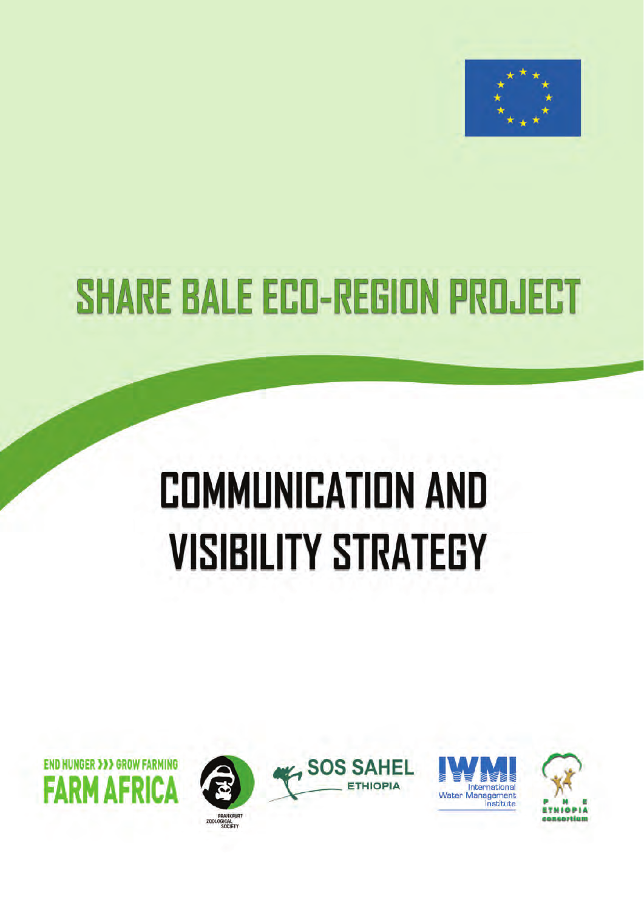# SHARE BALE ECO-REGION PROJECT

# COMMUNICATION AND VISIBILITY STRATEGY

END HUNGER >>> GROW FARMING
FARM AFRICA

FRANKFURT ZOOLOGICAL SOCIETY

SOS SAHEL ETHIOPIA

IWMI International Water Management Institute

P H E ETHIOPIA consortium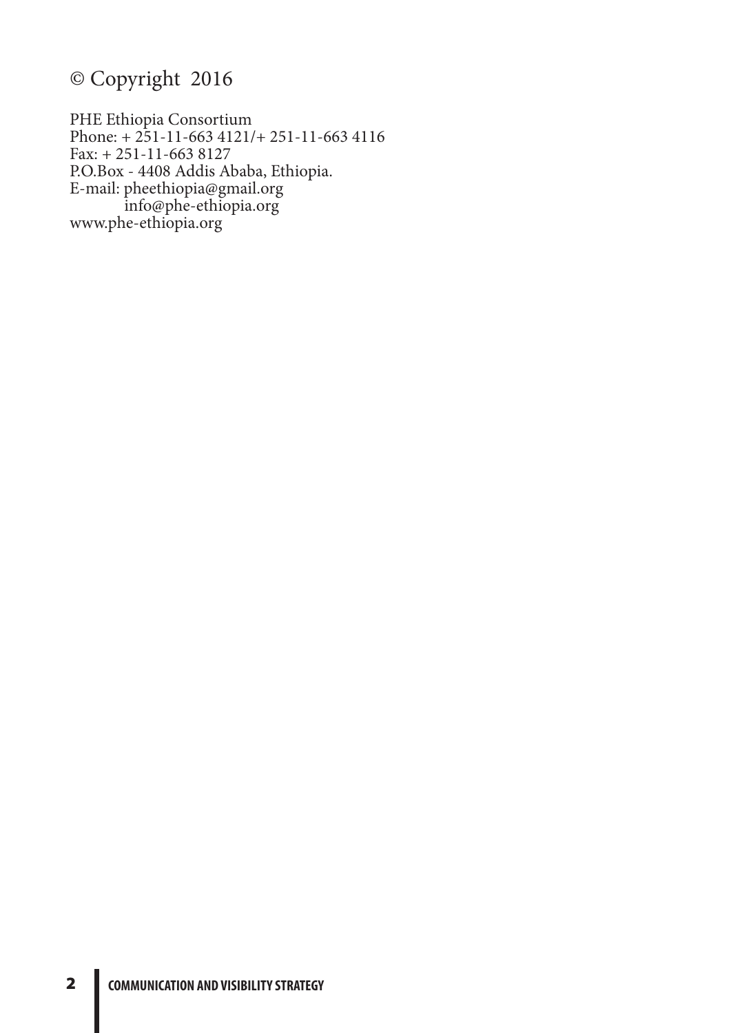© Copyright 2016

PHE Ethiopia Consortium  
Phone: + 251-11-663 4121/+ 251-11-663 4116  
Fax: + 251-11-663 8127  
P.O.Box - 4408 Addis Ababa, Ethiopia.  
E-mail: pheethiopia@gmail.org  
info@phe-ethiopia.org  
www.phe-ethiopia.org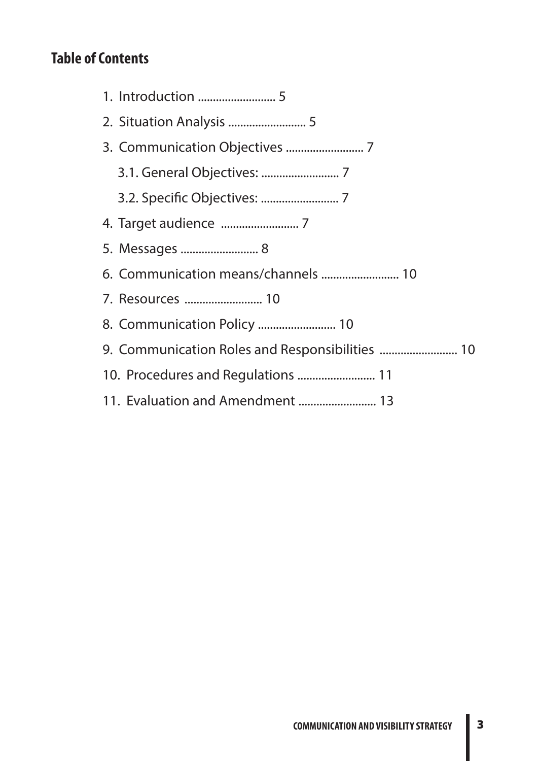## Table of Contents

1. Introduction .......................... 5
2. Situation Analysis .......................... 5
3. Communication Objectives .......................... 7
   3.1. General Objectives: .......................... 7
   3.2. Specific Objectives: .......................... 7
4. Target audience .......................... 7
5. Messages .......................... 8
6. Communication means/channels .......................... 10
7. Resources .......................... 10
8. Communication Policy .......................... 10
9. Communication Roles and Responsibilities .......................... 10
10. Procedures and Regulations .......................... 11
11. Evaluation and Amendment .......................... 13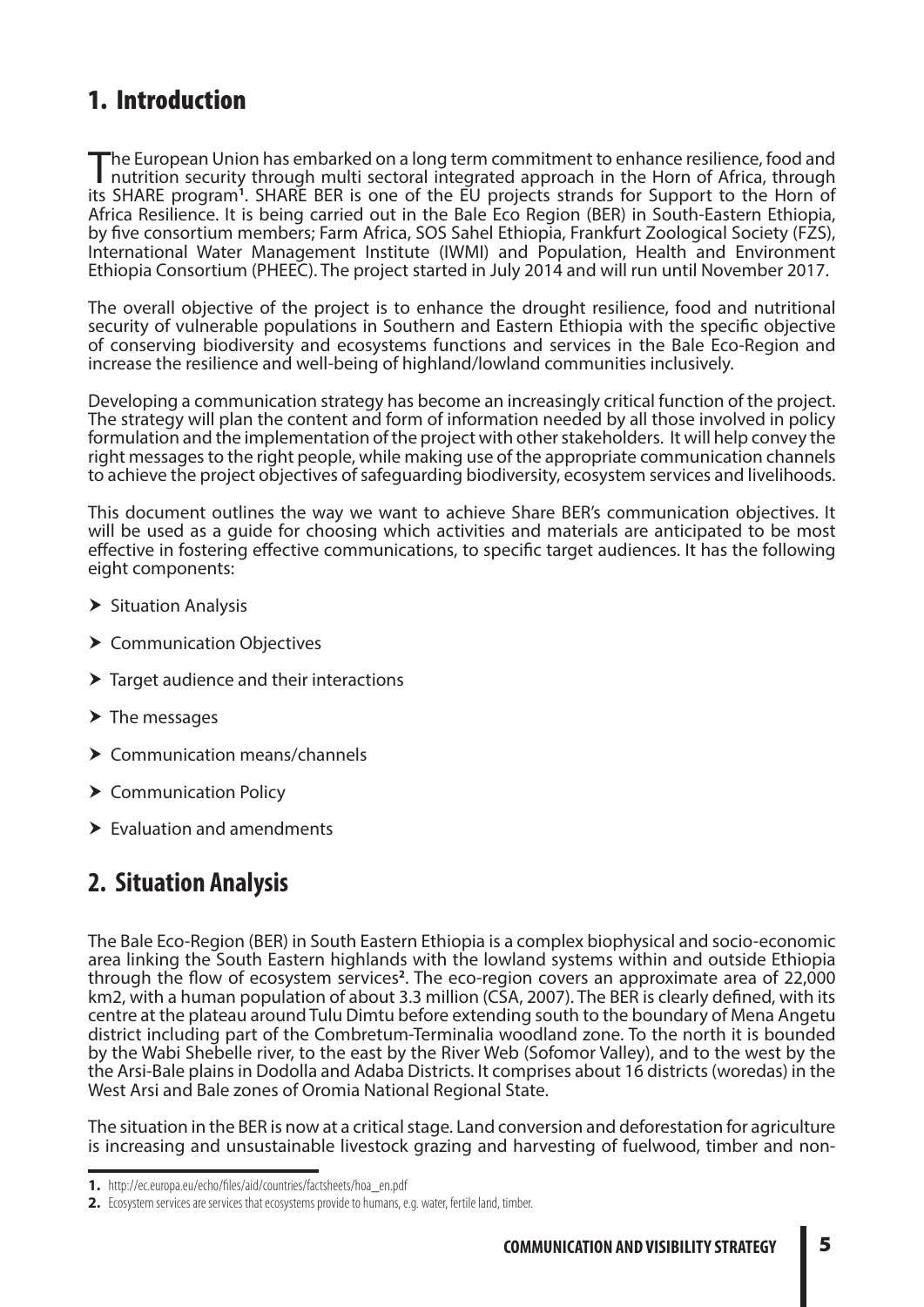## 1. Introduction

The European Union has embarked on a long term commitment to enhance resilience, food and nutrition security through multi sectoral integrated approach in the Horn of Africa, through its SHARE program[1]. SHARE BER is one of the EU projects strands for Support to the Horn of Africa Resilience. It is being carried out in the Bale Eco Region (BER) in South-Eastern Ethiopia, by five consortium members; Farm Africa, SOS Sahel Ethiopia, Frankfurt Zoological Society (FZS), International Water Management Institute (IWMI) and Population, Health and Environment Ethiopia Consortium (PHEEC). The project started in July 2014 and will run until November 2017.

The overall objective of the project is to enhance the drought resilience, food and nutritional security of vulnerable populations in Southern and Eastern Ethiopia with the specific objective of conserving biodiversity and ecosystems functions and services in the Bale Eco-Region and increase the resilience and well-being of highland/lowland communities inclusively.

Developing a communication strategy has become an increasingly critical function of the project. The strategy will plan the content and form of information needed by all those involved in policy formulation and the implementation of the project with other stakeholders. It will help convey the right messages to the right people, while making use of the appropriate communication channels to achieve the project objectives of safeguarding biodiversity, ecosystem services and livelihoods.

This document outlines the way we want to achieve Share BER's communication objectives. It will be used as a guide for choosing which activities and materials are anticipated to be most effective in fostering effective communications, to specific target audiences. It has the following eight components:

- Situation Analysis
- Communication Objectives
- Target audience and their interactions
- The messages
- Communication means/channels
- Communication Policy
- Evaluation and amendments

## 2. Situation Analysis

The Bale Eco-Region (BER) in South Eastern Ethiopia is a complex biophysical and socio-economic area linking the South Eastern highlands with the lowland systems within and outside Ethiopia through the flow of ecosystem services[2]. The eco-region covers an approximate area of 22,000 km2, with a human population of about 3.3 million (CSA, 2007). The BER is clearly defined, with its centre at the plateau around Tulu Dimtu before extending south to the boundary of Mena Angetu district including part of the Combretum-Terminalia woodland zone. To the north it is bounded by the Wabi Shebelle river, to the east by the River Web (Sofomor Valley), and to the west by the the Arsi-Bale plains in Dodolla and Adaba Districts. It comprises about 16 districts (woredas) in the West Arsi and Bale zones of Oromia National Regional State.

The situation in the BER is now at a critical stage. Land conversion and deforestation for agriculture is increasing and unsustainable livestock grazing and harvesting of fuelwood, timber and non-

1. http://ec.europa.eu/echo/files/aid/countries/factsheets/hoa_en.pdf

2. Ecosystem services are services that ecosystems provide to humans, e.g. water, fertile land, timber.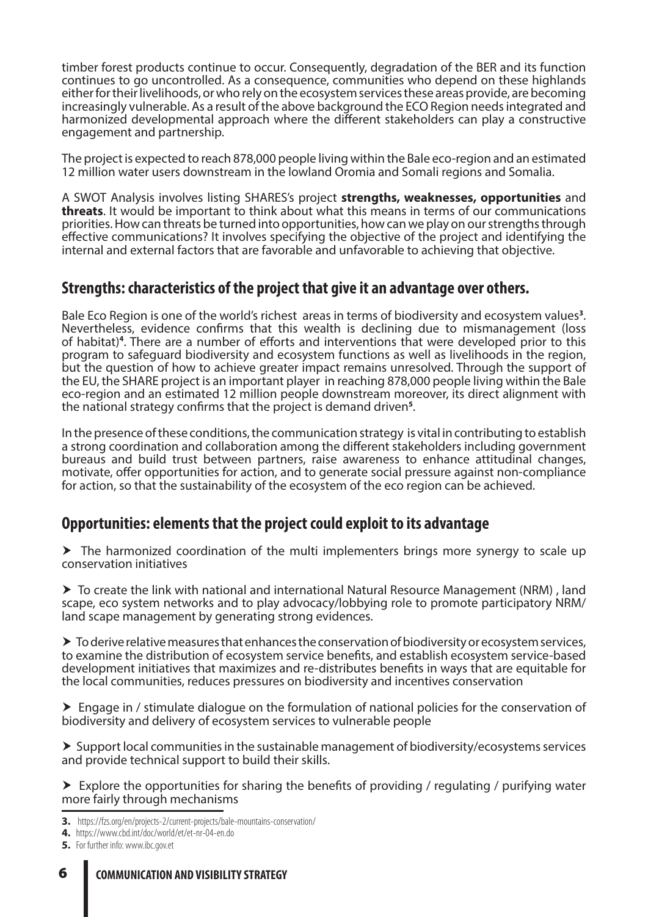timber forest products continue to occur. Consequently, degradation of the BER and its function continues to go uncontrolled. As a consequence, communities who depend on these highlands either for their livelihoods, or who rely on the ecosystem services these areas provide, are becoming increasingly vulnerable. As a result of the above background the ECO Region needs integrated and harmonized developmental approach where the different stakeholders can play a constructive engagement and partnership.

The project is expected to reach 878,000 people living within the Bale eco-region and an estimated 12 million water users downstream in the lowland Oromia and Somali regions and Somalia.

A SWOT Analysis involves listing SHARES's project **strengths, weaknesses, opportunities** and **threats**. It would be important to think about what this means in terms of our communications priorities. How can threats be turned into opportunities, how can we play on our strengths through effective communications? It involves specifying the objective of the project and identifying the internal and external factors that are favorable and unfavorable to achieving that objective.

## Strengths: characteristics of the project that give it an advantage over others.

Bale Eco Region is one of the world's richest areas in terms of biodiversity and ecosystem values[3]. Nevertheless, evidence confirms that this wealth is declining due to mismanagement (loss of habitat)[4]. There are a number of efforts and interventions that were developed prior to this program to safeguard biodiversity and ecosystem functions as well as livelihoods in the region, but the question of how to achieve greater impact remains unresolved. Through the support of the EU, the SHARE project is an important player in reaching 878,000 people living within the Bale eco-region and an estimated 12 million people downstream moreover, its direct alignment with the national strategy confirms that the project is demand driven[5].

In the presence of these conditions, the communication strategy is vital in contributing to establish a strong coordination and collaboration among the different stakeholders including government bureaus and build trust between partners, raise awareness to enhance attitudinal changes, motivate, offer opportunities for action, and to generate social pressure against non-compliance for action, so that the sustainability of the ecosystem of the eco region can be achieved.

## Opportunities: elements that the project could exploit to its advantage

- The harmonized coordination of the multi implementers brings more synergy to scale up conservation initiatives
- To create the link with national and international Natural Resource Management (NRM) , land scape, eco system networks and to play advocacy/lobbying role to promote participatory NRM/ land scape management by generating strong evidences.
- To derive relative measures that enhances the conservation of biodiversity or ecosystem services, to examine the distribution of ecosystem service benefits, and establish ecosystem service-based development initiatives that maximizes and re-distributes benefits in ways that are equitable for the local communities, reduces pressures on biodiversity and incentives conservation
- Engage in / stimulate dialogue on the formulation of national policies for the conservation of biodiversity and delivery of ecosystem services to vulnerable people
- Support local communities in the sustainable management of biodiversity/ecosystems services and provide technical support to build their skills.
- Explore the opportunities for sharing the benefits of providing / regulating / purifying water more fairly through mechanisms

---

**3.** https://fzs.org/en/projects-2/current-projects/bale-mountains-conservation/

**4.** https://www.cbd.int/doc/world/et/et-nr-04-en.do

**5.** For further info: www.ibc.gov.et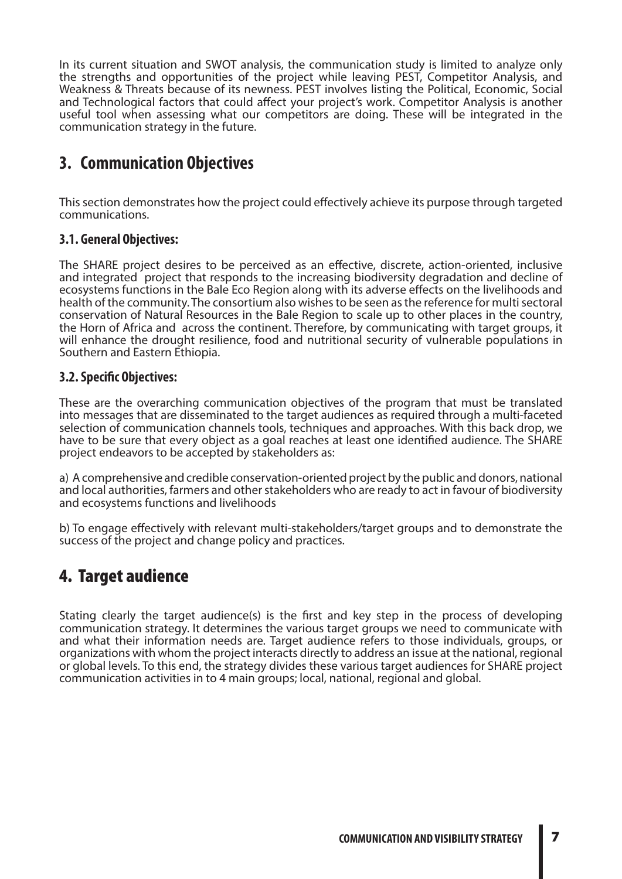In its current situation and SWOT analysis, the communication study is limited to analyze only the strengths and opportunities of the project while leaving PEST, Competitor Analysis, and Weakness & Threats because of its newness. PEST involves listing the Political, Economic, Social and Technological factors that could affect your project's work. Competitor Analysis is another useful tool when assessing what our competitors are doing. These will be integrated in the communication strategy in the future.

## 3. Communication Objectives

This section demonstrates how the project could effectively achieve its purpose through targeted communications.

### 3.1. General Objectives:

The SHARE project desires to be perceived as an effective, discrete, action-oriented, inclusive and integrated project that responds to the increasing biodiversity degradation and decline of ecosystems functions in the Bale Eco Region along with its adverse effects on the livelihoods and health of the community. The consortium also wishes to be seen as the reference for multi sectoral conservation of Natural Resources in the Bale Region to scale up to other places in the country, the Horn of Africa and across the continent. Therefore, by communicating with target groups, it will enhance the drought resilience, food and nutritional security of vulnerable populations in Southern and Eastern Ethiopia.

### 3.2. Specific Objectives:

These are the overarching communication objectives of the program that must be translated into messages that are disseminated to the target audiences as required through a multi-faceted selection of communication channels tools, techniques and approaches. With this back drop, we have to be sure that every object as a goal reaches at least one identified audience. The SHARE project endeavors to be accepted by stakeholders as:

a) A comprehensive and credible conservation-oriented project by the public and donors, national and local authorities, farmers and other stakeholders who are ready to act in favour of biodiversity and ecosystems functions and livelihoods

b) To engage effectively with relevant multi-stakeholders/target groups and to demonstrate the success of the project and change policy and practices.

## 4. Target audience

Stating clearly the target audience(s) is the first and key step in the process of developing communication strategy. It determines the various target groups we need to communicate with and what their information needs are. Target audience refers to those individuals, groups, or organizations with whom the project interacts directly to address an issue at the national, regional or global levels. To this end, the strategy divides these various target audiences for SHARE project communication activities in to 4 main groups; local, national, regional and global.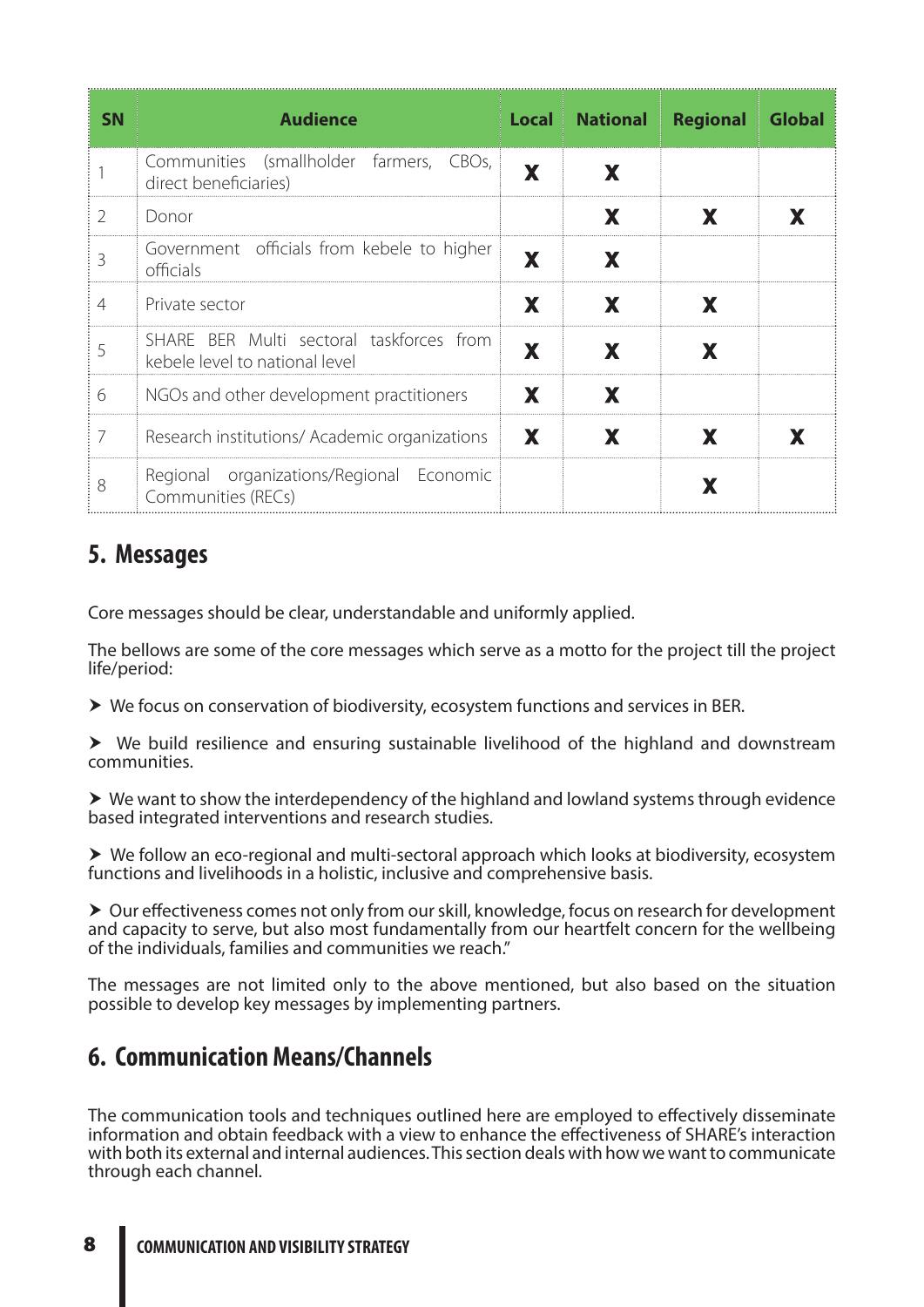| SN | Audience | Local | National | Regional | Global |
|---|---|---|---|---|---|
| 1 | Communities (smallholder farmers, CBOs, direct beneficiaries) | X | X | | |
| 2 | Donor | | X | X | X |
| 3 | Government officials from kebele to higher officials | X | X | | |
| 4 | Private sector | X | X | X | |
| 5 | SHARE BER Multi sectoral taskforces from kebele level to national level | X | X | X | |
| 6 | NGOs and other development practitioners | X | X | | |
| 7 | Research institutions/ Academic organizations | X | X | X | X |
| 8 | Regional organizations/Regional Economic Communities (RECs) | | | X | |

## 5. Messages

Core messages should be clear, understandable and uniformly applied.

The bellows are some of the core messages which serve as a motto for the project till the project life/period:

- We focus on conservation of biodiversity, ecosystem functions and services in BER.
- We build resilience and ensuring sustainable livelihood of the highland and downstream communities.
- We want to show the interdependency of the highland and lowland systems through evidence based integrated interventions and research studies.
- We follow an eco-regional and multi-sectoral approach which looks at biodiversity, ecosystem functions and livelihoods in a holistic, inclusive and comprehensive basis.
- Our effectiveness comes not only from our skill, knowledge, focus on research for development and capacity to serve, but also most fundamentally from our heartfelt concern for the wellbeing of the individuals, families and communities we reach."

The messages are not limited only to the above mentioned, but also based on the situation possible to develop key messages by implementing partners.

## 6. Communication Means/Channels

The communication tools and techniques outlined here are employed to effectively disseminate information and obtain feedback with a view to enhance the effectiveness of SHARE's interaction with both its external and internal audiences. This section deals with how we want to communicate through each channel.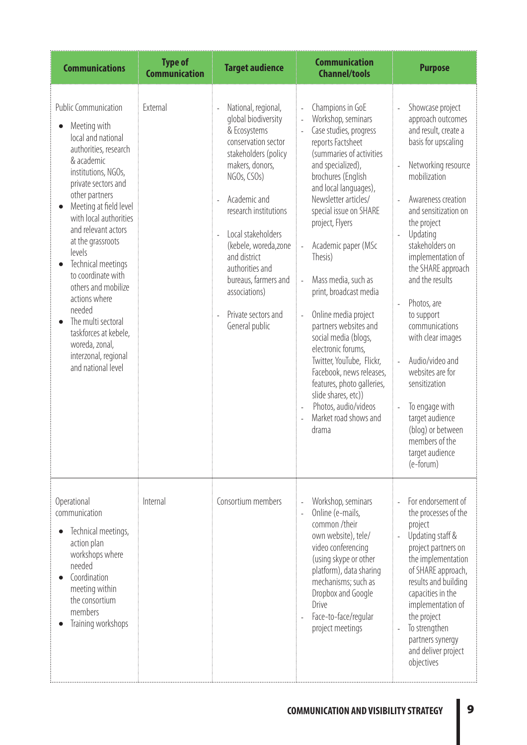| Communications | Type of Communication | Target audience | Communication Channel/tools | Purpose |
|---|---|---|---|---|
| Public Communication<br>• Meeting with local and national authorities, research & academic institutions, NGOs, private sectors and other partners<br>• Meeting at field level with local authorities and relevant actors at the grassroots levels<br>• Technical meetings to coordinate with others and mobilize actions where needed<br>• The multi sectoral taskforces at kebele, woreda, zonal, interzonal, regional and national level | External | - National, regional, global biodiversity & Ecosystems conservation sector stakeholders (policy makers, donors, NGOs, CSOs)<br>- Academic and research institutions<br>- Local stakeholders (kebele, woreda,zone and district authorities and bureaus, farmers and associations)<br>- Private sectors and General public | - Champions in GoE<br>- Workshop, seminars<br>- Case studies, progress reports Factsheet (summaries of activities and specialized), brochures (English and local languages), Newsletter articles/ special issue on SHARE project, Flyers<br>- Academic paper (MSc Thesis)<br>- Mass media, such as print, broadcast media<br>- Online media project partners websites and social media (blogs, electronic forums, Twitter, YouTube, Flickr, Facebook, news releases, features, photo galleries, slide shares, etc))<br>- Photos, audio/videos<br>- Market road shows and drama | - Showcase project approach outcomes and result, create a basis for upscaling<br>- Networking resource mobilization<br>- Awareness creation and sensitization on the project<br>- Updating stakeholders on implementation of the SHARE approach and the results<br>- Photos, are to support communications with clear images<br>- Audio/video and websites are for sensitization<br>- To engage with target audience (blog) or between members of the target audience (e-forum) |
| Operational communication<br>• Technical meetings, action plan workshops where needed<br>• Coordination meeting within the consortium members<br>• Training workshops | Internal | Consortium members | - Workshop, seminars<br>- Online (e-mails, common /their own website), tele/ video conferencing (using skype or other platform), data sharing mechanisms; such as Dropbox and Google Drive<br>- Face-to-face/regular project meetings | - For endorsement of the processes of the project<br>- Updating staff & project partners on the implementation of SHARE approach, results and building capacities in the implementation of the project<br>- To strengthen partners synergy and deliver project objectives |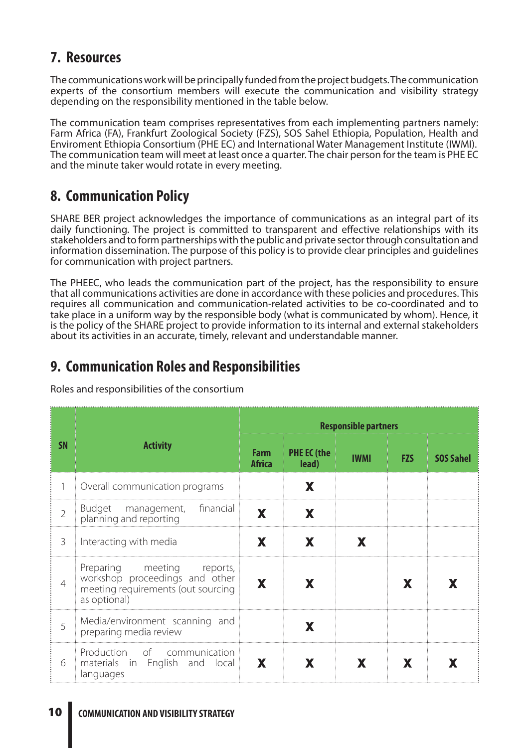## 7. Resources

The communications work will be principally funded from the project budgets. The communication experts of the consortium members will execute the communication and visibility strategy depending on the responsibility mentioned in the table below.

The communication team comprises representatives from each implementing partners namely: Farm Africa (FA), Frankfurt Zoological Society (FZS), SOS Sahel Ethiopia, Population, Health and Enviroment Ethiopia Consortium (PHE EC) and International Water Management Institute (IWMI). The communication team will meet at least once a quarter. The chair person for the team is PHE EC and the minute taker would rotate in every meeting.

## 8. Communication Policy

SHARE BER project acknowledges the importance of communications as an integral part of its daily functioning. The project is committed to transparent and effective relationships with its stakeholders and to form partnerships with the public and private sector through consultation and information dissemination. The purpose of this policy is to provide clear principles and guidelines for communication with project partners.

The PHEEC, who leads the communication part of the project, has the responsibility to ensure that all communications activities are done in accordance with these policies and procedures. This requires all communication and communication-related activities to be co-coordinated and to take place in a uniform way by the responsible body (what is communicated by whom). Hence, it is the policy of the SHARE project to provide information to its internal and external stakeholders about its activities in an accurate, timely, relevant and understandable manner.

## 9. Communication Roles and Responsibilities

Roles and responsibilities of the consortium

| SN | Activity | Responsible partners | | | | |
|---|---|---|---|---|---|---|
| | | Farm Africa | PHE EC (the lead) | IWMI | FZS | SOS Sahel |
| 1 | Overall communication programs | | X | | | |
| 2 | Budget management, financial planning and reporting | X | X | | | |
| 3 | Interacting with media | X | X | X | | |
| 4 | Preparing meeting reports, workshop proceedings and other meeting requirements (out sourcing as optional) | X | X | | X | X |
| 5 | Media/environment scanning and preparing media review | | X | | | |
| 6 | Production of communication materials in English and local languages | X | X | X | X | X |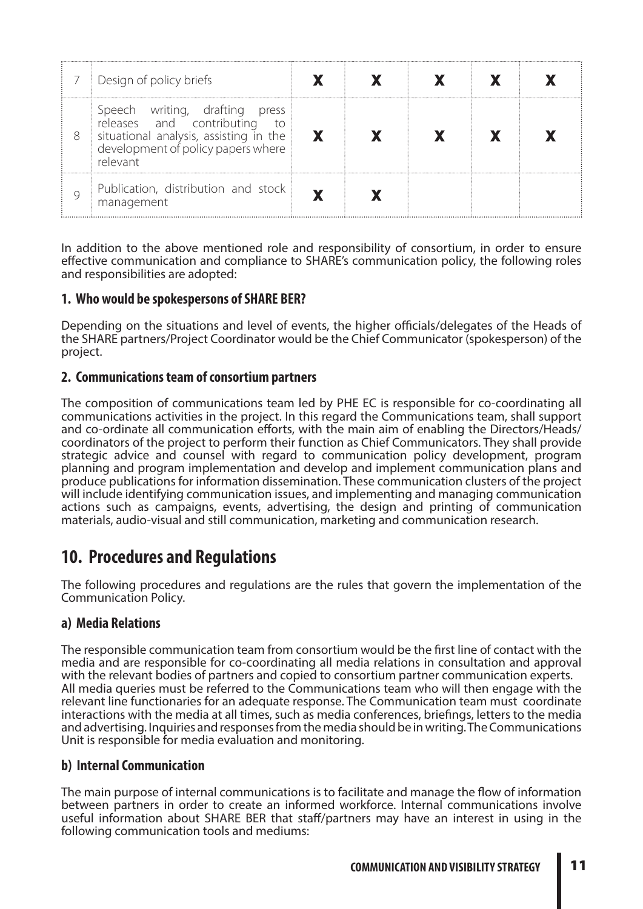| | | | | | | |
|---|---|---|---|---|---|---|
| 7 | Design of policy briefs | X | X | X | X | X |
| 8 | Speech writing, drafting press releases and contributing to situational analysis, assisting in the development of policy papers where relevant | X | X | X | X | X |
| 9 | Publication, distribution and stock management | X | X | | | |

In addition to the above mentioned role and responsibility of consortium, in order to ensure effective communication and compliance to SHARE's communication policy, the following roles and responsibilities are adopted:

### 1. Who would be spokespersons of SHARE BER?

Depending on the situations and level of events, the higher officials/delegates of the Heads of the SHARE partners/Project Coordinator would be the Chief Communicator (spokesperson) of the project.

### 2. Communications team of consortium partners

The composition of communications team led by PHE EC is responsible for co-coordinating all communications activities in the project. In this regard the Communications team, shall support and co-ordinate all communication efforts, with the main aim of enabling the Directors/Heads/ coordinators of the project to perform their function as Chief Communicators. They shall provide strategic advice and counsel with regard to communication policy development, program planning and program implementation and develop and implement communication plans and produce publications for information dissemination. These communication clusters of the project will include identifying communication issues, and implementing and managing communication actions such as campaigns, events, advertising, the design and printing of communication materials, audio-visual and still communication, marketing and communication research.

## 10. Procedures and Regulations

The following procedures and regulations are the rules that govern the implementation of the Communication Policy.

### a) Media Relations

The responsible communication team from consortium would be the first line of contact with the media and are responsible for co-coordinating all media relations in consultation and approval with the relevant bodies of partners and copied to consortium partner communication experts. All media queries must be referred to the Communications team who will then engage with the relevant line functionaries for an adequate response. The Communication team must coordinate interactions with the media at all times, such as media conferences, briefings, letters to the media and advertising. Inquiries and responses from the media should be in writing. The Communications Unit is responsible for media evaluation and monitoring.

### b) Internal Communication

The main purpose of internal communications is to facilitate and manage the flow of information between partners in order to create an informed workforce. Internal communications involve useful information about SHARE BER that staff/partners may have an interest in using in the following communication tools and mediums: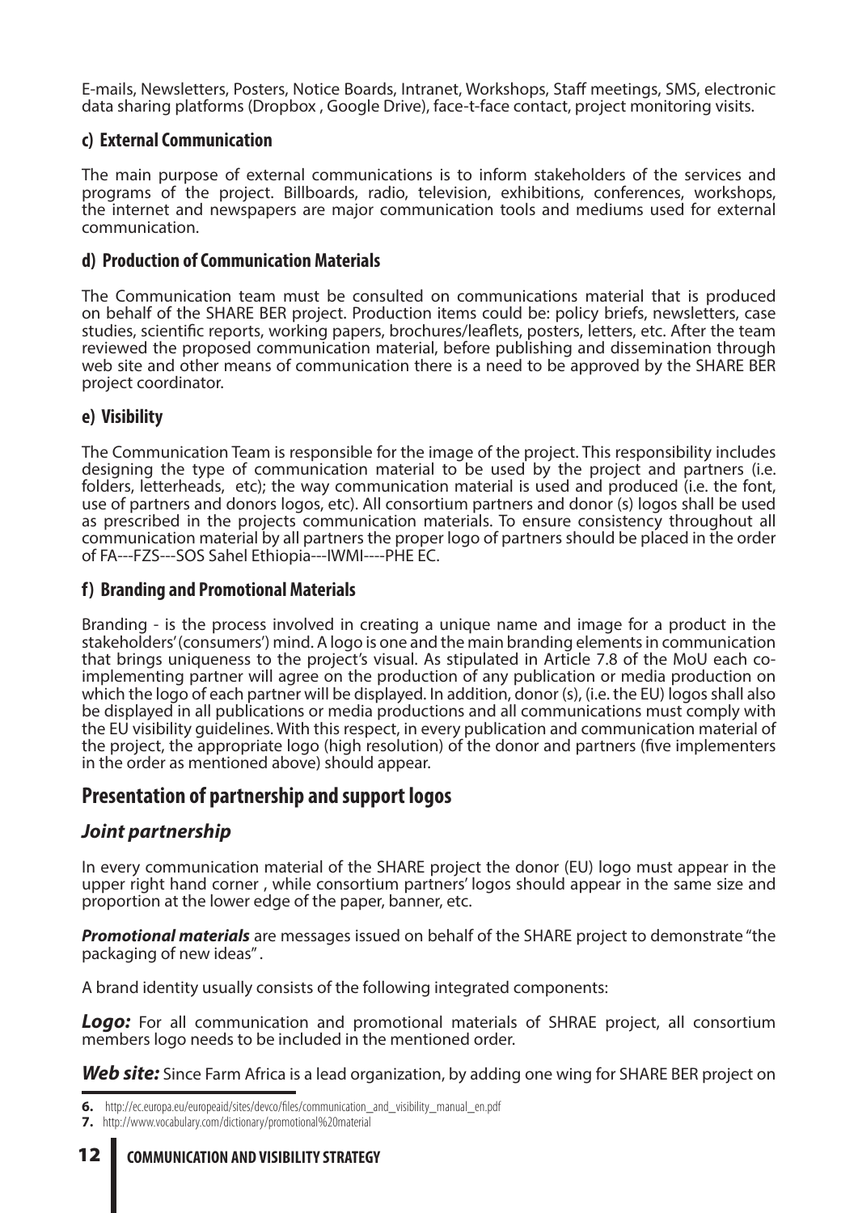E-mails, Newsletters, Posters, Notice Boards, Intranet, Workshops, Staff meetings, SMS, electronic data sharing platforms (Dropbox , Google Drive), face-t-face contact, project monitoring visits.

### c) External Communication

The main purpose of external communications is to inform stakeholders of the services and programs of the project. Billboards, radio, television, exhibitions, conferences, workshops, the internet and newspapers are major communication tools and mediums used for external communication.

### d) Production of Communication Materials

The Communication team must be consulted on communications material that is produced on behalf of the SHARE BER project. Production items could be: policy briefs, newsletters, case studies, scientific reports, working papers, brochures/leaflets, posters, letters, etc. After the team reviewed the proposed communication material, before publishing and dissemination through web site and other means of communication there is a need to be approved by the SHARE BER project coordinator.

### e) Visibility

The Communication Team is responsible for the image of the project. This responsibility includes designing the type of communication material to be used by the project and partners (i.e. folders, letterheads, etc); the way communication material is used and produced (i.e. the font, use of partners and donors logos, etc). All consortium partners and donor (s) logos shall be used as prescribed in the projects communication materials. To ensure consistency throughout all communication material by all partners the proper logo of partners should be placed in the order of FA---FZS---SOS Sahel Ethiopia---IWMI----PHE EC.

### f) Branding and Promotional Materials

Branding - is the process involved in creating a unique name and image for a product in the stakeholders' (consumers') mind. A logo is one and the main branding elements in communication that brings uniqueness to the project's visual. As stipulated in Article 7.8 of the MoU each co-implementing partner will agree on the production of any publication or media production on which the logo of each partner will be displayed. In addition, donor (s), (i.e. the EU) logos shall also be displayed in all publications or media productions and all communications must comply with the EU visibility guidelines. With this respect, in every publication and communication material of the project, the appropriate logo (high resolution) of the donor and partners (five implementers in the order as mentioned above) should appear.

## Presentation of partnership and support logos

### *Joint partnership*

In every communication material of the SHARE project the donor (EU) logo must appear in the upper right hand corner , while consortium partners' logos should appear in the same size and proportion at the lower edge of the paper, banner, etc.

***Promotional materials*** are messages issued on behalf of the SHARE project to demonstrate "the packaging of new ideas" .

A brand identity usually consists of the following integrated components:

***Logo:*** For all communication and promotional materials of SHRAE project, all consortium members logo needs to be included in the mentioned order.

***Web site:*** Since Farm Africa is a lead organization, by adding one wing for SHARE BER project on

---

6. http://ec.europa.eu/europeaid/sites/devco/files/communication_and_visibility_manual_en.pdf
7. http://www.vocabulary.com/dictionary/promotional%20material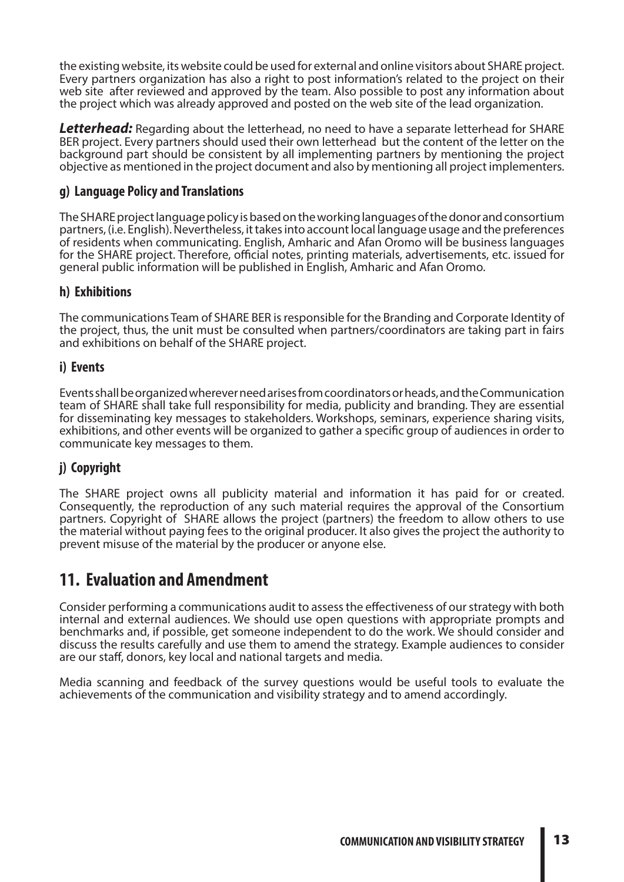the existing website, its website could be used for external and online visitors about SHARE project. Every partners organization has also a right to post information's related to the project on their web site after reviewed and approved by the team. Also possible to post any information about the project which was already approved and posted on the web site of the lead organization.

***Letterhead:*** Regarding about the letterhead, no need to have a separate letterhead for SHARE BER project. Every partners should used their own letterhead but the content of the letter on the background part should be consistent by all implementing partners by mentioning the project objective as mentioned in the project document and also by mentioning all project implementers.

### g) Language Policy and Translations

The SHARE project language policy is based on the working languages of the donor and consortium partners, (i.e. English). Nevertheless, it takes into account local language usage and the preferences of residents when communicating. English, Amharic and Afan Oromo will be business languages for the SHARE project. Therefore, official notes, printing materials, advertisements, etc. issued for general public information will be published in English, Amharic and Afan Oromo.

### h) Exhibitions

The communications Team of SHARE BER is responsible for the Branding and Corporate Identity of the project, thus, the unit must be consulted when partners/coordinators are taking part in fairs and exhibitions on behalf of the SHARE project.

### i) Events

Events shall be organized wherever need arises from coordinators or heads, and the Communication team of SHARE shall take full responsibility for media, publicity and branding. They are essential for disseminating key messages to stakeholders. Workshops, seminars, experience sharing visits, exhibitions, and other events will be organized to gather a specific group of audiences in order to communicate key messages to them.

### j) Copyright

The SHARE project owns all publicity material and information it has paid for or created. Consequently, the reproduction of any such material requires the approval of the Consortium partners. Copyright of SHARE allows the project (partners) the freedom to allow others to use the material without paying fees to the original producer. It also gives the project the authority to prevent misuse of the material by the producer or anyone else.

## 11. Evaluation and Amendment

Consider performing a communications audit to assess the effectiveness of our strategy with both internal and external audiences. We should use open questions with appropriate prompts and benchmarks and, if possible, get someone independent to do the work. We should consider and discuss the results carefully and use them to amend the strategy. Example audiences to consider are our staff, donors, key local and national targets and media.

Media scanning and feedback of the survey questions would be useful tools to evaluate the achievements of the communication and visibility strategy and to amend accordingly.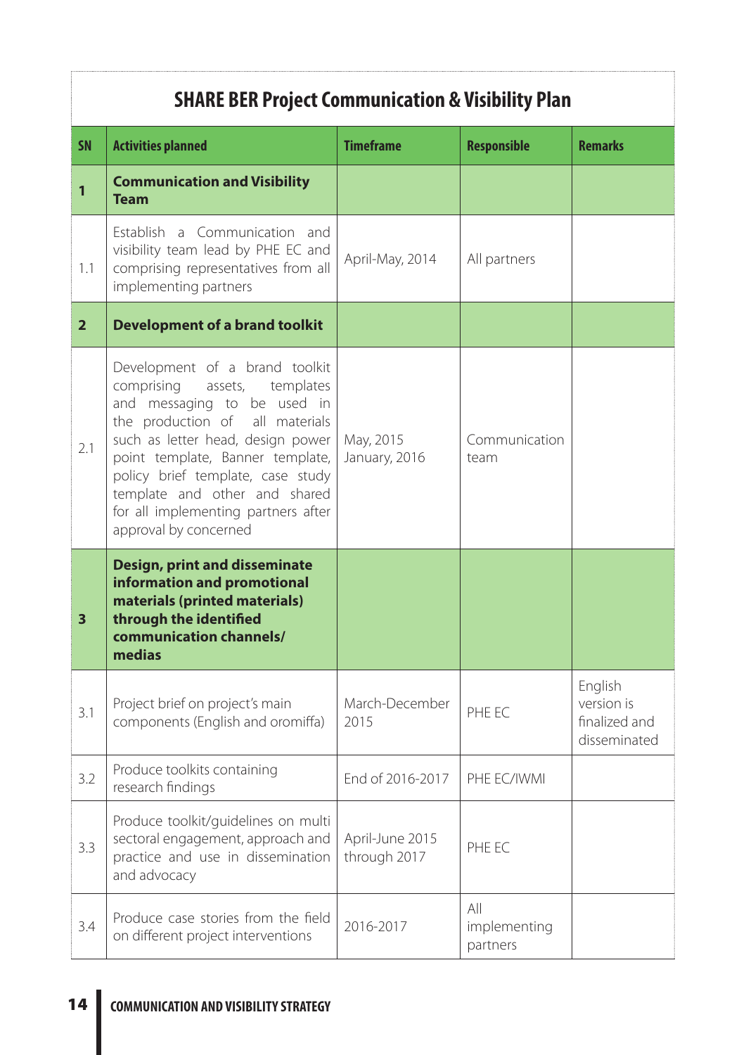## SHARE BER Project Communication & Visibility Plan

| SN | Activities planned | Timeframe | Responsible | Remarks |
|---|---|---|---|---|
| **1** | **Communication and Visibility Team** | | | |
| 1.1 | Establish a Communication and visibility team lead by PHE EC and comprising representatives from all implementing partners | April-May, 2014 | All partners | |
| **2** | **Development of a brand toolkit** | | | |
| 2.1 | Development of a brand toolkit comprising assets, templates and messaging to be used in the production of all materials such as letter head, design power point template, Banner template, policy brief template, case study template and other and shared for all implementing partners after approval by concerned | May, 2015 January, 2016 | Communication team | |
| **3** | **Design, print and disseminate information and promotional materials (printed materials) through the identified communication channels/ medias** | | | |
| 3.1 | Project brief on project's main components (English and oromiffa) | March-December 2015 | PHE EC | English version is finalized and disseminated |
| 3.2 | Produce toolkits containing research findings | End of 2016-2017 | PHE EC/IWMI | |
| 3.3 | Produce toolkit/guidelines on multi sectoral engagement, approach and practice and use in dissemination and advocacy | April-June 2015 through 2017 | PHE EC | |
| 3.4 | Produce case stories from the field on different project interventions | 2016-2017 | All implementing partners | |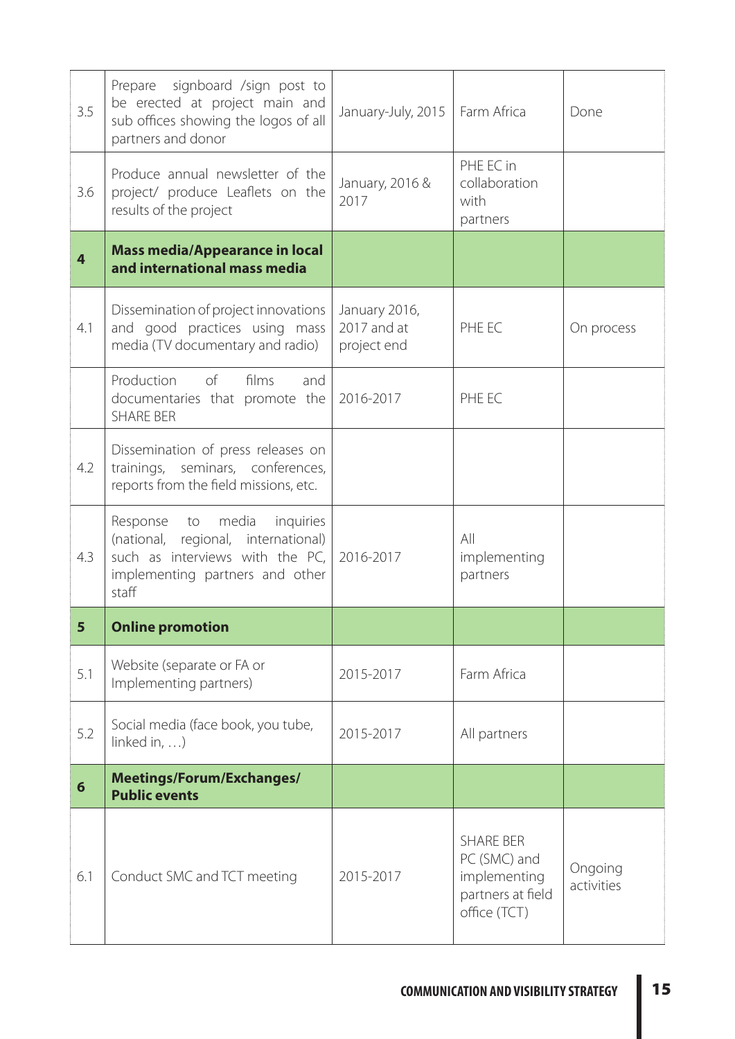| | | | | |
|---|---|---|---|---|
| 3.5 | Prepare signboard /sign post to be erected at project main and sub offices showing the logos of all partners and donor | January-July, 2015 | Farm Africa | Done |
| 3.6 | Produce annual newsletter of the project/ produce Leaflets on the results of the project | January, 2016 & 2017 | PHE EC in collaboration with partners | |
| **4** | **Mass media/Appearance in local and international mass media** | | | |
| 4.1 | Dissemination of project innovations and good practices using mass media (TV documentary and radio) | January 2016, 2017 and at project end | PHE EC | On process |
| | Production of films and documentaries that promote the SHARE BER | 2016-2017 | PHE EC | |
| 4.2 | Dissemination of press releases on trainings, seminars, conferences, reports from the field missions, etc. | | | |
| 4.3 | Response to media inquiries (national, regional, international) such as interviews with the PC, implementing partners and other staff | 2016-2017 | All implementing partners | |
| **5** | **Online promotion** | | | |
| 5.1 | Website (separate or FA or Implementing partners) | 2015-2017 | Farm Africa | |
| 5.2 | Social media (face book, you tube, linked in, …) | 2015-2017 | All partners | |
| **6** | **Meetings/Forum/Exchanges/ Public events** | | | |
| 6.1 | Conduct SMC and TCT meeting | 2015-2017 | SHARE BER PC (SMC) and implementing partners at field office (TCT) | Ongoing activities |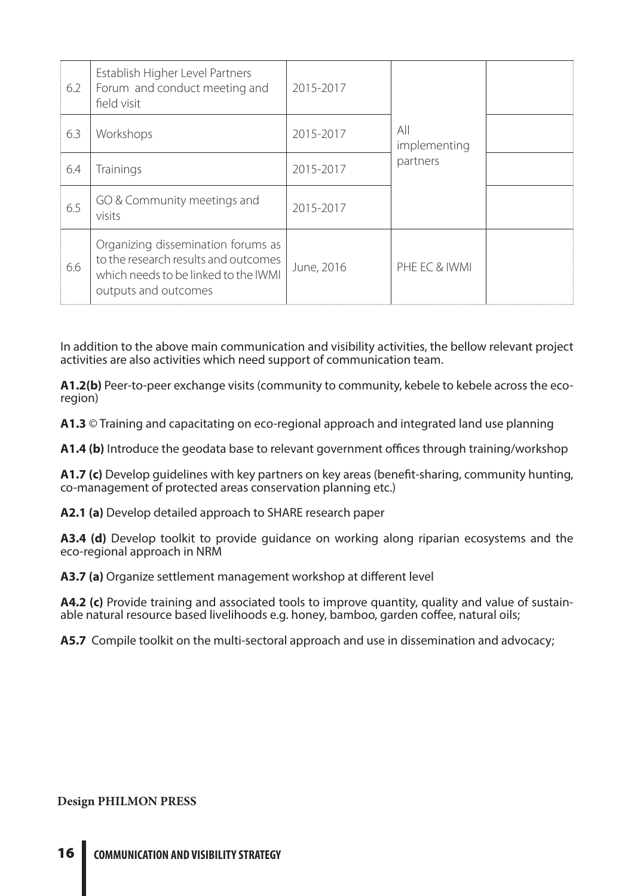| | | | | |
|---|---|---|---|---|
| 6.2 | Establish Higher Level Partners Forum and conduct meeting and field visit | 2015-2017 | All implementing partners | |
| 6.3 | Workshops | 2015-2017 | | |
| 6.4 | Trainings | 2015-2017 | | |
| 6.5 | GO & Community meetings and visits | 2015-2017 | | |
| 6.6 | Organizing dissemination forums as to the research results and outcomes which needs to be linked to the IWMI outputs and outcomes | June, 2016 | PHE EC & IWMI | |

In addition to the above main communication and visibility activities, the bellow relevant project activities are also activities which need support of communication team.

**A1.2(b)** Peer-to-peer exchange visits (community to community, kebele to kebele across the eco-region)

**A1.3** © Training and capacitating on eco-regional approach and integrated land use planning

**A1.4 (b)** Introduce the geodata base to relevant government offices through training/workshop

**A1.7 (c)** Develop guidelines with key partners on key areas (benefit-sharing, community hunting, co-management of protected areas conservation planning etc.)

**A2.1 (a)** Develop detailed approach to SHARE research paper

**A3.4 (d)** Develop toolkit to provide guidance on working along riparian ecosystems and the eco-regional approach in NRM

**A3.7 (a)** Organize settlement management workshop at different level

**A4.2 (c)** Provide training and associated tools to improve quantity, quality and value of sustainable natural resource based livelihoods e.g. honey, bamboo, garden coffee, natural oils;

**A5.7** Compile toolkit on the multi-sectoral approach and use in dissemination and advocacy;

**Design PHILMON PRESS**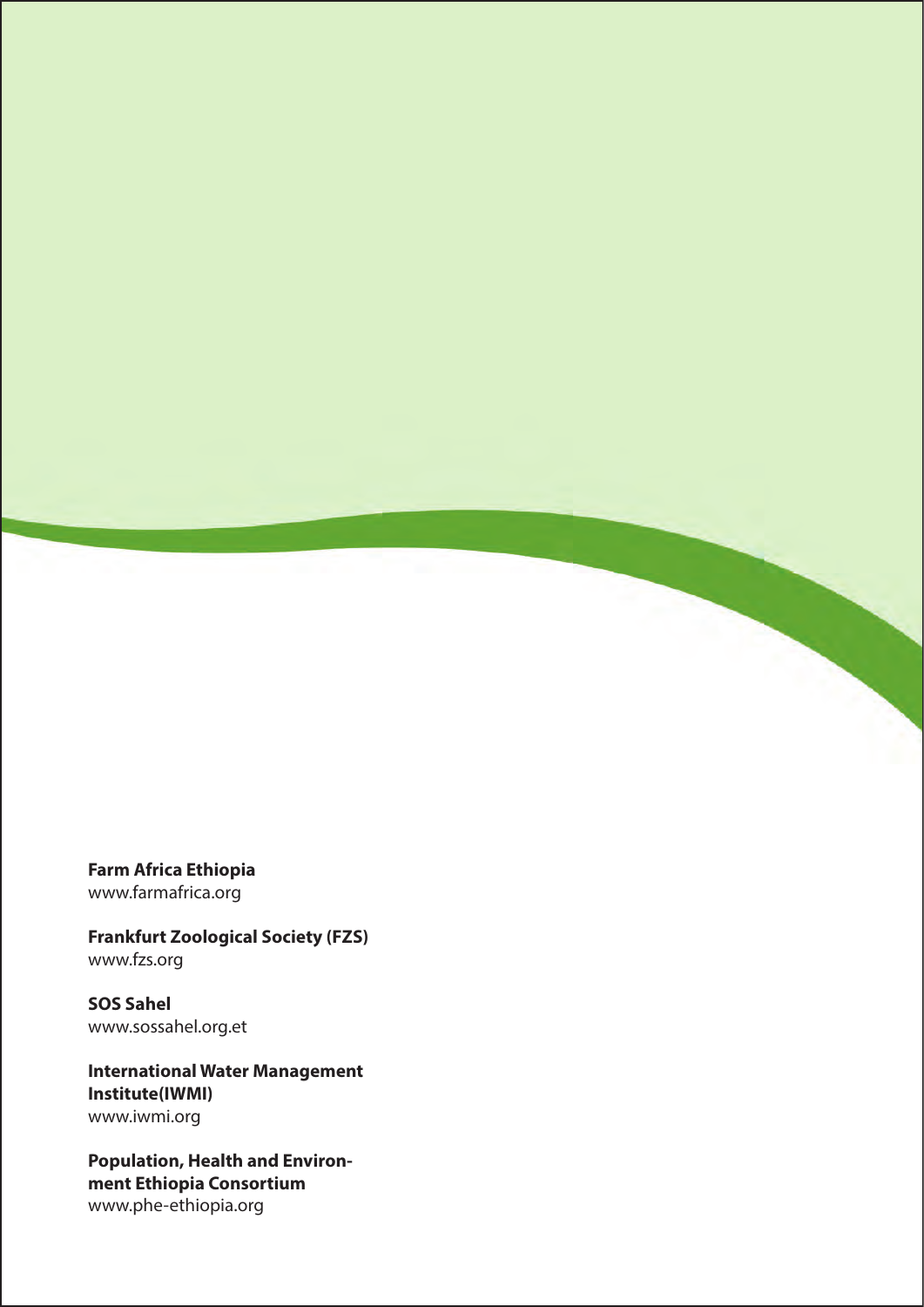**Farm Africa Ethiopia**
www.farmafrica.org

**Frankfurt Zoological Society (FZS)**
www.fzs.org

**SOS Sahel**
www.sossahel.org.et

**International Water Management Institute(IWMI)**
www.iwmi.org

**Population, Health and Environment Ethiopia Consortium**
www.phe-ethiopia.org